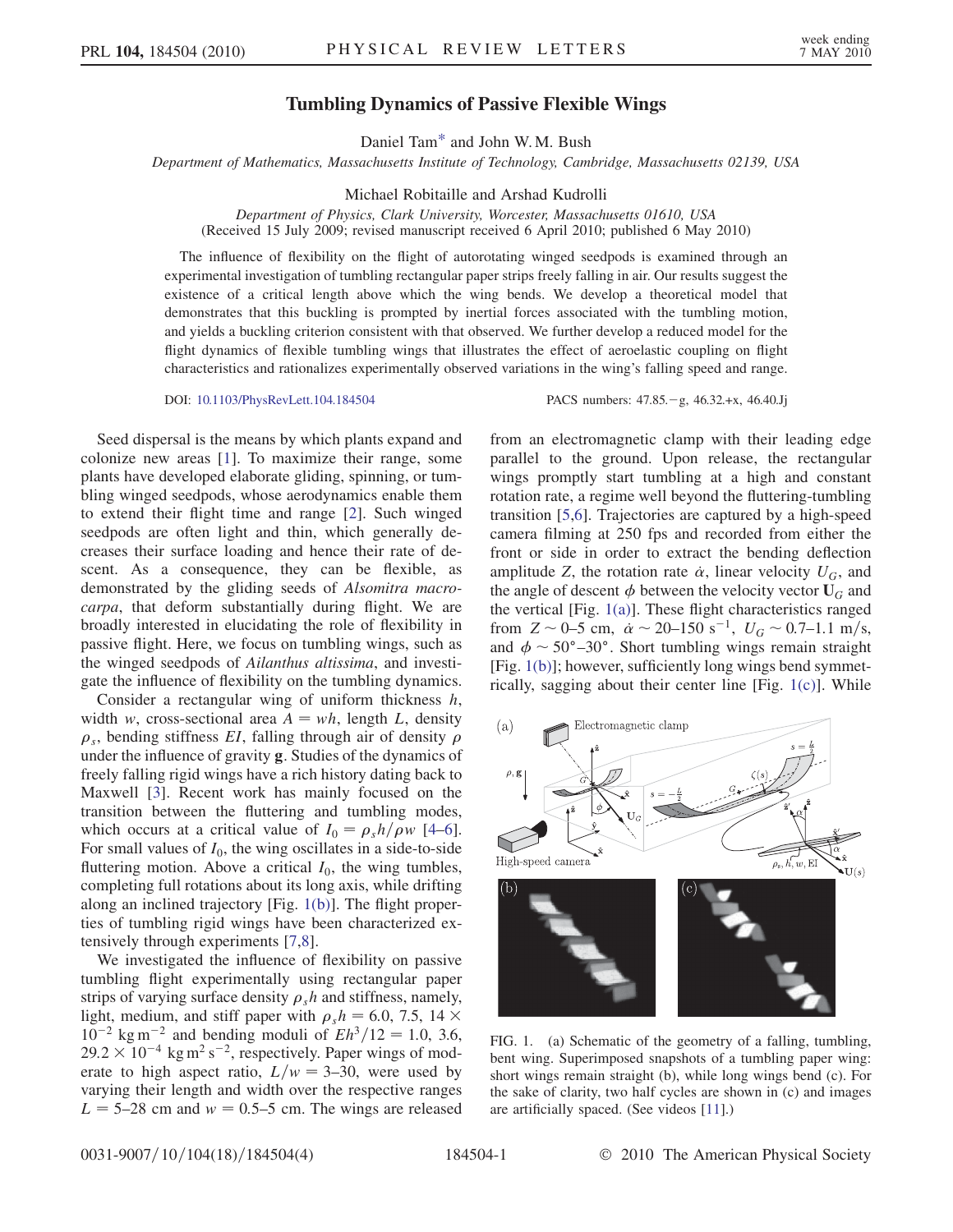# Tumbling Dynamics of Passive Flexible Wings

Daniel Tam[*] and John W. M. Bush

*Department of Mathematics, Massachusetts Institute of Technology, Cambridge, Massachusetts 02139, USA*

Michael Robitaille and Arshad Kudrolli

*Department of Physics, Clark University, Worcester, Massachusetts 01610, USA*

(Received 15 July 2009; revised manuscript received 6 April 2010; published 6 May 2010)

The influence of flexibility on the flight of autorotating winged seedpods is examined through an experimental investigation of tumbling rectangular paper strips freely falling in air. Our results suggest the existence of a critical length above which the wing bends. We develop a theoretical model that demonstrates that this buckling is prompted by inertial forces associated with the tumbling motion, and yields a buckling criterion consistent with that observed. We further develop a reduced model for the flight dynamics of flexible tumbling wings that illustrates the effect of aeroelastic coupling on flight characteristics and rationalizes experimentally observed variations in the wing's falling speed and range.

DOI: 10.1103/PhysRevLett.104.184504 PACS numbers: 47.85.−g, 46.32.+x, 46.40.Jj

Seed dispersal is the means by which plants expand and colonize new areas [1]. To maximize their range, some plants have developed elaborate gliding, spinning, or tumbling winged seedpods, whose aerodynamics enable them to extend their flight time and range [2]. Such winged seedpods are often light and thin, which generally decreases their surface loading and hence their rate of descent. As a consequence, they can be flexible, as demonstrated by the gliding seeds of *Alsomitra macrocarpa*, that deform substantially during flight. We are broadly interested in elucidating the role of flexibility in passive flight. Here, we focus on tumbling wings, such as the winged seedpods of *Ailanthus altissima*, and investigate the influence of flexibility on the tumbling dynamics.

Consider a rectangular wing of uniform thickness $h$, width $w$, cross-sectional area $A = wh$, length $L$, density $\rho_s$, bending stiffness $EI$, falling through air of density $\rho$ under the influence of gravity $\mathbf{g}$. Studies of the dynamics of freely falling rigid wings have a rich history dating back to Maxwell [3]. Recent work has mainly focused on the transition between the fluttering and tumbling modes, which occurs at a critical value of $I_0 = \rho_s h/\rho w$ [4–6]. For small values of $I_0$, the wing oscillates in a side-to-side fluttering motion. Above a critical $I_0$, the wing tumbles, completing full rotations about its long axis, while drifting along an inclined trajectory [Fig. 1(b)]. The flight properties of tumbling rigid wings have been characterized extensively through experiments [7,8].

We investigated the influence of flexibility on passive tumbling flight experimentally using rectangular paper strips of varying surface density $\rho_s h$ and stiffness, namely, light, medium, and stiff paper with $\rho_s h = 6.0, 7.5, 14 \times 10^{-2}$ kg m$^{-2}$ and bending moduli of $Eh^3/12 = 1.0, 3.6, 29.2 \times 10^{-4}$ kg m$^2$ s$^{-2}$, respectively. Paper wings of moderate to high aspect ratio, $L/w = 3$–$30$, were used by varying their length and width over the respective ranges $L = 5$–$28$ cm and $w = 0.5$–$5$ cm. The wings are released from an electromagnetic clamp with their leading edge parallel to the ground. Upon release, the rectangular wings promptly start tumbling at a high and constant rotation rate, a regime well beyond the fluttering-tumbling transition [5,6]. Trajectories are captured by a high-speed camera filming at 250 fps and recorded from either the front or side in order to extract the bending deflection amplitude $Z$, the rotation rate $\dot{\alpha}$, linear velocity $U_G$, and the angle of descent $\phi$ between the velocity vector $\mathbf{U}_G$ and the vertical [Fig. 1(a)]. These flight characteristics ranged from $Z \sim 0$–$5$ cm, $\dot{\alpha} \sim 20$–$150$ s$^{-1}$, $U_G \sim 0.7$–$1.1$ m/s, and $\phi \sim 50°$–$30°$. Short tumbling wings remain straight [Fig. 1(b)]; however, sufficiently long wings bend symmetrically, sagging about their center line [Fig. 1(c)]. While

FIG. 1. (a) Schematic of the geometry of a falling, tumbling, bent wing. Superimposed snapshots of a tumbling paper wing: short wings remain straight (b), while long wings bend (c). For the sake of clarity, two half cycles are shown in (c) and images are artificially spaced. (See videos [11].)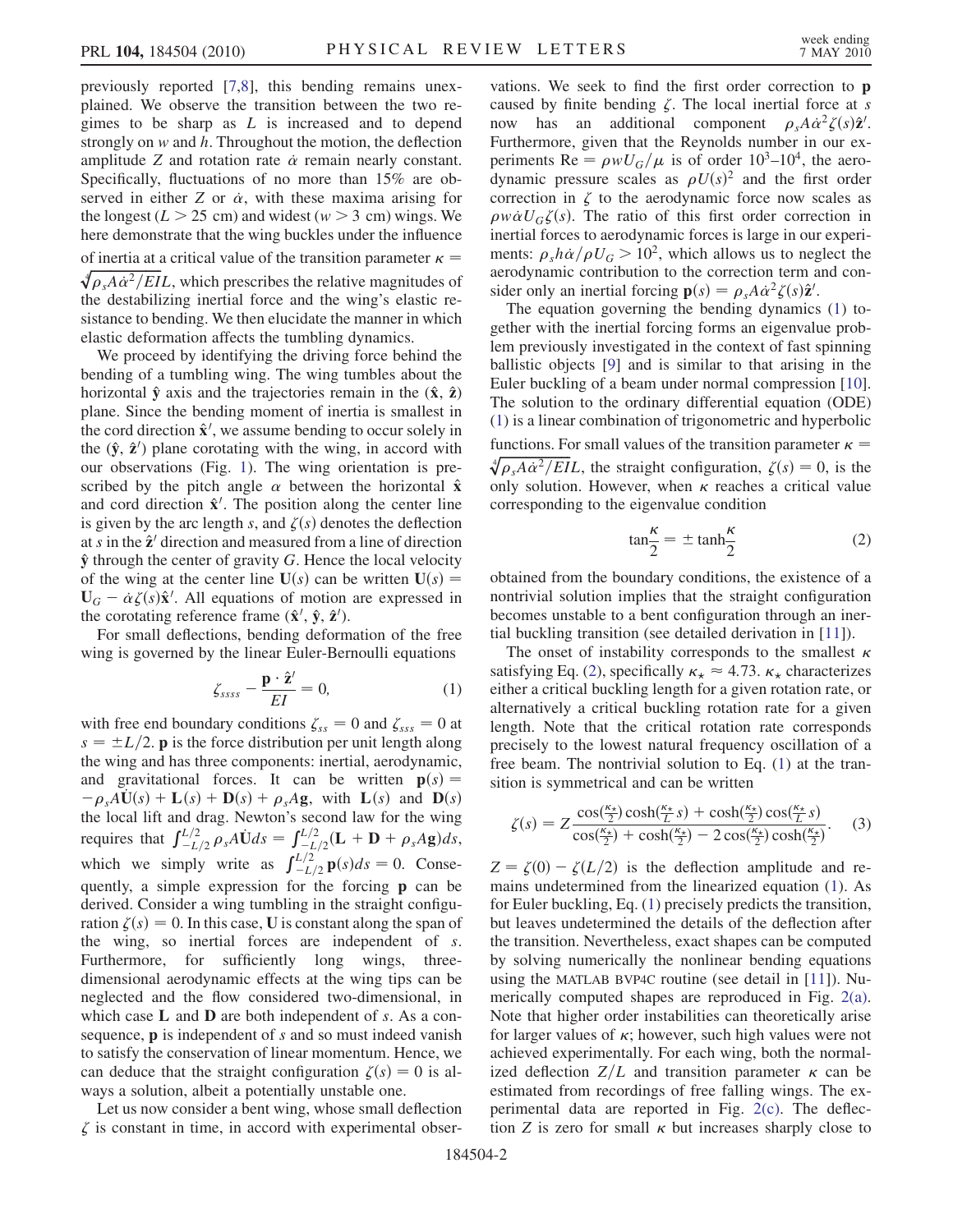previously reported [7,8], this bending remains unexplained. We observe the transition between the two regimes to be sharp as $L$ is increased and to depend strongly on $w$ and $h$. Throughout the motion, the deflection amplitude $Z$ and rotation rate $\dot{\alpha}$ remain nearly constant. Specifically, fluctuations of no more than 15% are observed in either $Z$ or $\dot{\alpha}$, with these maxima arising for the longest ($L > 25$ cm) and widest ($w > 3$ cm) wings. We here demonstrate that the wing buckles under the influence of inertia at a critical value of the transition parameter $\kappa = \sqrt[4]{\rho_s A \dot{\alpha}^2 / EI} L$, which prescribes the relative magnitudes of the destabilizing inertial force and the wing's elastic resistance to bending. We then elucidate the manner in which elastic deformation affects the tumbling dynamics.

We proceed by identifying the driving force behind the bending of a tumbling wing. The wing tumbles about the horizontal $\hat{\mathbf{y}}$ axis and the trajectories remain in the ($\hat{\mathbf{x}}$, $\hat{\mathbf{z}}$) plane. Since the bending moment of inertia is smallest in the cord direction $\hat{\mathbf{x}}'$, we assume bending to occur solely in the ($\hat{\mathbf{y}}$, $\hat{\mathbf{z}}'$) plane corotating with the wing, in accord with our observations (Fig. 1). The wing orientation is prescribed by the pitch angle $\alpha$ between the horizontal $\hat{\mathbf{x}}$ and cord direction $\hat{\mathbf{x}}'$. The position along the center line is given by the arc length $s$, and $\zeta(s)$ denotes the deflection at $s$ in the $\hat{\mathbf{z}}'$ direction and measured from a line of direction $\hat{\mathbf{y}}$ through the center of gravity $G$. Hence the local velocity of the wing at the center line $\mathbf{U}(s)$ can be written $\mathbf{U}(s) = \mathbf{U}_G - \dot{\alpha}\zeta(s)\hat{\mathbf{x}}'$. All equations of motion are expressed in the corotating reference frame ($\hat{\mathbf{x}}'$, $\hat{\mathbf{y}}$, $\hat{\mathbf{z}}'$).

For small deflections, bending deformation of the free wing is governed by the linear Euler-Bernoulli equations

$$\zeta_{ssss} - \frac{\mathbf{p} \cdot \hat{\mathbf{z}}'}{EI} = 0, \tag{1}$$

with free end boundary conditions $\zeta_{ss} = 0$ and $\zeta_{sss} = 0$ at $s = \pm L/2$. $\mathbf{p}$ is the force distribution per unit length along the wing and has three components: inertial, aerodynamic, and gravitational forces. It can be written $\mathbf{p}(s) = -\rho_s A \dot{\mathbf{U}}(s) + \mathbf{L}(s) + \mathbf{D}(s) + \rho_s A \mathbf{g}$, with $\mathbf{L}(s)$ and $\mathbf{D}(s)$ the local lift and drag. Newton's second law for the wing requires that $\int_{-L/2}^{L/2} \rho_s A \dot{\mathbf{U}} ds = \int_{-L/2}^{L/2} (\mathbf{L} + \mathbf{D} + \rho_s A \mathbf{g}) ds$, which we simply write as $\int_{-L/2}^{L/2} \mathbf{p}(s) ds = 0$. Consequently, a simple expression for the forcing $\mathbf{p}$ can be derived. Consider a wing tumbling in the straight configuration $\zeta(s) = 0$. In this case, $\mathbf{U}$ is constant along the span of the wing, so inertial forces are independent of $s$. Furthermore, for sufficiently long wings, three-dimensional aerodynamic effects at the wing tips can be neglected and the flow considered two-dimensional, in which case $\mathbf{L}$ and $\mathbf{D}$ are both independent of $s$. As a consequence, $\mathbf{p}$ is independent of $s$ and so must indeed vanish to satisfy the conservation of linear momentum. Hence, we can deduce that the straight configuration $\zeta(s) = 0$ is always a solution, albeit a potentially unstable one.

Let us now consider a bent wing, whose small deflection $\zeta$ is constant in time, in accord with experimental observations. We seek to find the first order correction to $\mathbf{p}$ caused by finite bending $\zeta$. The local inertial force at $s$ now has an additional component $\rho_s A \dot{\alpha}^2 \zeta(s) \hat{\mathbf{z}}'$. Furthermore, given that the Reynolds number in our experiments $\mathrm{Re} = \rho w U_G / \mu$ is of order $10^3$–$10^4$, the aerodynamic pressure scales as $\rho U(s)^2$ and the first order correction in $\zeta$ to the aerodynamic force now scales as $\rho w \dot{\alpha} U_G \zeta(s)$. The ratio of this first order correction in inertial forces to aerodynamic forces is large in our experiments: $\rho_s h \dot{\alpha} / \rho U_G > 10^2$, which allows us to neglect the aerodynamic contribution to the correction term and consider only an inertial forcing $\mathbf{p}(s) = \rho_s A \dot{\alpha}^2 \zeta(s) \hat{\mathbf{z}}'$.

The equation governing the bending dynamics (1) together with the inertial forcing forms an eigenvalue problem previously investigated in the context of fast spinning ballistic objects [9] and is similar to that arising in the Euler buckling of a beam under normal compression [10]. The solution to the ordinary differential equation (ODE) (1) is a linear combination of trigonometric and hyperbolic functions. For small values of the transition parameter $\kappa = \sqrt[4]{\rho_s A \dot{\alpha}^2 / EI} L$, the straight configuration, $\zeta(s) = 0$, is the only solution. However, when $\kappa$ reaches a critical value corresponding to the eigenvalue condition

$$\tan\frac{\kappa}{2} = \pm \tanh\frac{\kappa}{2} \tag{2}$$

obtained from the boundary conditions, the existence of a nontrivial solution implies that the straight configuration becomes unstable to a bent configuration through an inertial buckling transition (see detailed derivation in [11]).

The onset of instability corresponds to the smallest $\kappa$ satisfying Eq. (2), specifically $\kappa_\star \approx 4.73$. $\kappa_\star$ characterizes either a critical buckling length for a given rotation rate, or alternatively a critical buckling rotation rate for a given length. Note that the critical rotation rate corresponds precisely to the lowest natural frequency oscillation of a free beam. The nontrivial solution to Eq. (1) at the transition is symmetrical and can be written

$$\zeta(s) = Z \frac{\cos(\frac{\kappa_\star}{2}) \cosh(\frac{\kappa_\star}{L} s) + \cosh(\frac{\kappa_\star}{2}) \cos(\frac{\kappa_\star}{L} s)}{\cos(\frac{\kappa_\star}{2}) + \cosh(\frac{\kappa_\star}{2}) - 2\cos(\frac{\kappa_\star}{2}) \cosh(\frac{\kappa_\star}{2})}. \tag{3}$$

$Z = \zeta(0) - \zeta(L/2)$ is the deflection amplitude and remains undetermined from the linearized equation (1). As for Euler buckling, Eq. (1) precisely predicts the transition, but leaves undetermined the details of the deflection after the transition. Nevertheless, exact shapes can be computed by solving numerically the nonlinear bending equations using the MATLAB BVP4C routine (see detail in [11]). Numerically computed shapes are reproduced in Fig. 2(a). Note that higher order instabilities can theoretically arise for larger values of $\kappa$; however, such high values were not achieved experimentally. For each wing, both the normalized deflection $Z/L$ and transition parameter $\kappa$ can be estimated from recordings of free falling wings. The experimental data are reported in Fig. 2(c). The deflection $Z$ is zero for small $\kappa$ but increases sharply close to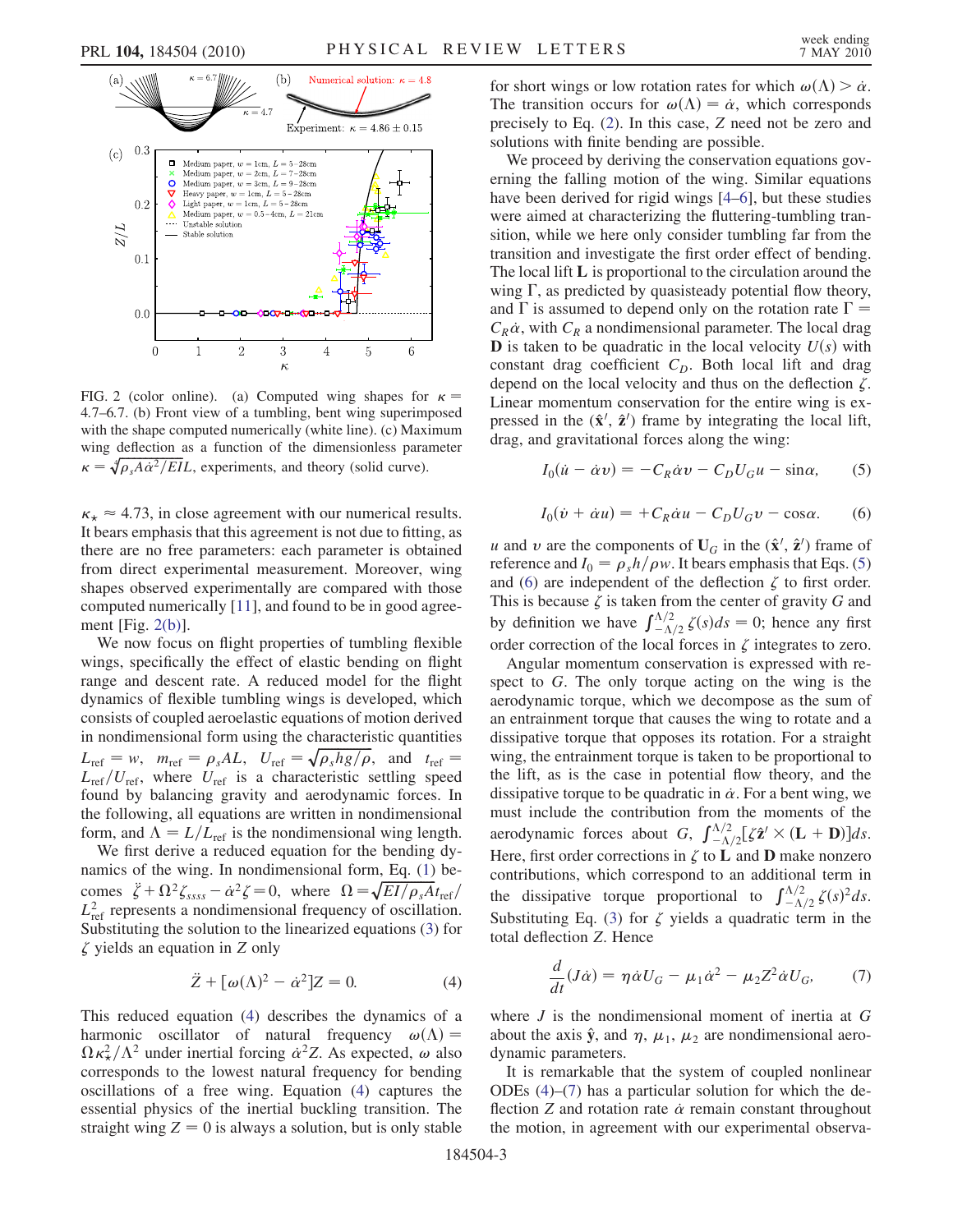FIG. 2 (color online). (a) Computed wing shapes for $\kappa = 4.7$–$6.7$. (b) Front view of a tumbling, bent wing superimposed with the shape computed numerically (white line). (c) Maximum wing deflection as a function of the dimensionless parameter $\kappa = \sqrt[4]{\rho_s A \dot{\alpha}^2 / EI} L$, experiments, and theory (solid curve).

$\kappa_\star \approx 4.73$, in close agreement with our numerical results. It bears emphasis that this agreement is not due to fitting, as there are no free parameters: each parameter is obtained from direct experimental measurement. Moreover, wing shapes observed experimentally are compared with those computed numerically [11], and found to be in good agreement [Fig. 2(b)].

We now focus on flight properties of tumbling flexible wings, specifically the effect of elastic bending on flight range and descent rate. A reduced model for the flight dynamics of flexible tumbling wings is developed, which consists of coupled aeroelastic equations of motion derived in nondimensional form using the characteristic quantities $L_{\rm ref} = w$, $m_{\rm ref} = \rho_s A L$, $U_{\rm ref} = \sqrt{\rho_s h g / \rho}$, and $t_{\rm ref} = L_{\rm ref}/U_{\rm ref}$, where $U_{\rm ref}$ is a characteristic settling speed found by balancing gravity and aerodynamic forces. In the following, all equations are written in nondimensional form, and $\Lambda = L/L_{\rm ref}$ is the nondimensional wing length.

We first derive a reduced equation for the bending dynamics of the wing. In nondimensional form, Eq. (1) becomes $\ddot{\zeta} + \Omega^2 \zeta_{ssss} - \dot{\alpha}^2 \zeta = 0$, where $\Omega = \sqrt{EI/\rho_s A} t_{\rm ref} / L_{\rm ref}^2$ represents a nondimensional frequency of oscillation. Substituting the solution to the linearized equations (3) for $\zeta$ yields an equation in $Z$ only

$$\ddot{Z} + [\omega(\Lambda)^2 - \dot{\alpha}^2] Z = 0. \tag{4}$$

This reduced equation (4) describes the dynamics of a harmonic oscillator of natural frequency $\omega(\Lambda) = \Omega \kappa_\star^2 / \Lambda^2$ under inertial forcing $\dot{\alpha}^2 Z$. As expected, $\omega$ also corresponds to the lowest natural frequency for bending oscillations of a free wing. Equation (4) captures the essential physics of the inertial buckling transition. The straight wing $Z = 0$ is always a solution, but is only stable for short wings or low rotation rates for which $\omega(\Lambda) > \dot{\alpha}$. The transition occurs for $\omega(\Lambda) = \dot{\alpha}$, which corresponds precisely to Eq. (2). In this case, $Z$ need not be zero and solutions with finite bending are possible.

We proceed by deriving the conservation equations governing the falling motion of the wing. Similar equations have been derived for rigid wings [4–6], but these studies were aimed at characterizing the fluttering-tumbling transition, while we here only consider tumbling far from the transition and investigate the first order effect of bending. The local lift $\mathbf{L}$ is proportional to the circulation around the wing $\Gamma$, as predicted by quasisteady potential flow theory, and $\Gamma$ is assumed to depend only on the rotation rate $\Gamma = C_R \dot{\alpha}$, with $C_R$ a nondimensional parameter. The local drag $\mathbf{D}$ is taken to be quadratic in the local velocity $U(s)$ with constant drag coefficient $C_D$. Both local lift and drag depend on the local velocity and thus on the deflection $\zeta$. Linear momentum conservation for the entire wing is expressed in the $(\hat{\mathbf{x}}', \hat{\mathbf{z}}')$ frame by integrating the local lift, drag, and gravitational forces along the wing:

$$I_0(\dot{u} - \dot{\alpha} v) = -C_R \dot{\alpha} v - C_D U_G u - \sin\alpha, \tag{5}$$

$$I_0(\dot{v} + \dot{\alpha} u) = +C_R \dot{\alpha} u - C_D U_G v - \cos\alpha. \tag{6}$$

$u$ and $v$ are the components of $\mathbf{U}_G$ in the $(\hat{\mathbf{x}}', \hat{\mathbf{z}}')$ frame of reference and $I_0 = \rho_s h / \rho w$. It bears emphasis that Eqs. (5) and (6) are independent of the deflection $\zeta$ to first order. This is because $\zeta$ is taken from the center of gravity $G$ and by definition we have $\int_{-\Lambda/2}^{\Lambda/2} \zeta(s) ds = 0$; hence any first order correction of the local forces in $\zeta$ integrates to zero.

Angular momentum conservation is expressed with respect to $G$. The only torque acting on the wing is the aerodynamic torque, which we decompose as the sum of an entrainment torque that causes the wing to rotate and a dissipative torque that opposes its rotation. For a straight wing, the entrainment torque is taken to be proportional to the lift, as is the case in potential flow theory, and the dissipative torque to be quadratic in $\dot{\alpha}$. For a bent wing, we must include the contribution from the moments of the aerodynamic forces about $G$, $\int_{-\Lambda/2}^{\Lambda/2} [\zeta \hat{\mathbf{z}}' \times (\mathbf{L} + \mathbf{D})] ds$. Here, first order corrections in $\zeta$ to $\mathbf{L}$ and $\mathbf{D}$ make nonzero contributions, which correspond to an additional term in the dissipative torque proportional to $\int_{-\Lambda/2}^{\Lambda/2} \zeta(s)^2 ds$. Substituting Eq. (3) for $\zeta$ yields a quadratic term in the total deflection $Z$. Hence

$$\frac{d}{dt}(J \dot{\alpha}) = \eta \dot{\alpha} U_G - \mu_1 \dot{\alpha}^2 - \mu_2 Z^2 \dot{\alpha} U_G, \tag{7}$$

where $J$ is the nondimensional moment of inertia at $G$ about the axis $\hat{\mathbf{y}}$, and $\eta$, $\mu_1$, $\mu_2$ are nondimensional aerodynamic parameters.

It is remarkable that the system of coupled nonlinear ODEs (4)–(7) has a particular solution for which the deflection $Z$ and rotation rate $\dot{\alpha}$ remain constant throughout the motion, in agreement with our experimental observa-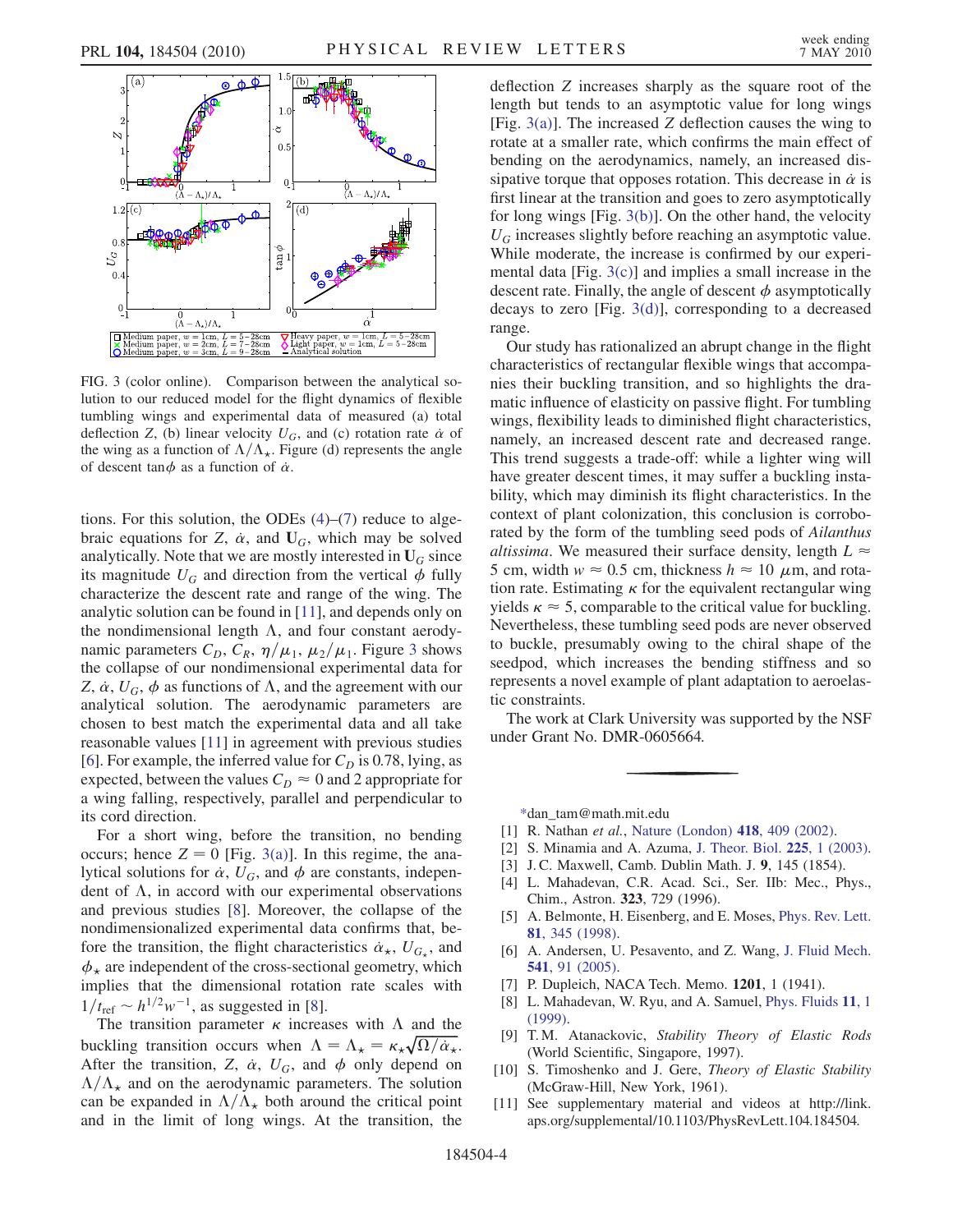(a)

$Z$

3
2
1
0

$(\Lambda - \Lambda_\star)/\Lambda_\star$

-1 0 1

(b)

$\dot{\alpha}$

1.5
1.0
0.5
0

$(\Lambda - \Lambda_\star)/\Lambda_\star$

-1 0 1

(c)

$U_G$

1.2
0.8
0.4
0

$(\Lambda - \Lambda_\star)/\Lambda_\star$

-1 0 1

(d)

$\tan\phi$

2
1
0

$\dot{\alpha}$

0 1

□ Medium paper, $w = 1$cm, $L = 5–28$cm
× Medium paper, $w = 2$cm, $L = 7–28$cm
○ Medium paper, $w = 3$cm, $L = 9–28$cm
▽ Heavy paper, $w = 1$cm, $L = 5–28$cm
◇ Light paper, $w = 1$cm, $L = 5–28$cm
— Analytical solution

FIG. 3 (color online). Comparison between the analytical solution to our reduced model for the flight dynamics of flexible tumbling wings and experimental data of measured (a) total deflection $Z$, (b) linear velocity $U_G$, and (c) rotation rate $\dot{\alpha}$ of the wing as a function of $\Lambda/\Lambda_\star$. Figure (d) represents the angle of descent $\tan\phi$ as a function of $\dot{\alpha}$.

tions. For this solution, the ODEs (4)–(7) reduce to algebraic equations for $Z$, $\dot{\alpha}$, and $\mathbf{U}_G$, which may be solved analytically. Note that we are mostly interested in $\mathbf{U}_G$ since its magnitude $U_G$ and direction from the vertical $\phi$ fully characterize the descent rate and range of the wing. The analytic solution can be found in [11], and depends only on the nondimensional length $\Lambda$, and four constant aerodynamic parameters $C_D$, $C_R$, $\eta/\mu_1$, $\mu_2/\mu_1$. Figure 3 shows the collapse of our nondimensional experimental data for $Z$, $\dot{\alpha}$, $U_G$, $\phi$ as functions of $\Lambda$, and the agreement with our analytical solution. The aerodynamic parameters are chosen to best match the experimental data and all take reasonable values [11] in agreement with previous studies [6]. For example, the inferred value for $C_D$ is 0.78, lying, as expected, between the values $C_D \approx 0$ and 2 appropriate for a wing falling, respectively, parallel and perpendicular to its cord direction.

For a short wing, before the transition, no bending occurs; hence $Z = 0$ [Fig. 3(a)]. In this regime, the analytical solutions for $\dot{\alpha}$, $U_G$, and $\phi$ are constants, independent of $\Lambda$, in accord with our experimental observations and previous studies [8]. Moreover, the collapse of the nondimensionalized experimental data confirms that, before the transition, the flight characteristics $\dot{\alpha}_\star$, $U_{G_\star}$, and $\phi_\star$ are independent of the cross-sectional geometry, which implies that the dimensional rotation rate scales with $1/t_{\text{ref}} \sim h^{1/2}w^{-1}$, as suggested in [8].

The transition parameter $\kappa$ increases with $\Lambda$ and the buckling transition occurs when $\Lambda = \Lambda_\star = \kappa_\star\sqrt{\Omega/\dot{\alpha}_\star}$. After the transition, $Z$, $\dot{\alpha}$, $U_G$, and $\phi$ only depend on $\Lambda/\Lambda_\star$ and on the aerodynamic parameters. The solution can be expanded in $\Lambda/\Lambda_\star$ both around the critical point and in the limit of long wings. At the transition, the deflection $Z$ increases sharply as the square root of the length but tends to an asymptotic value for long wings [Fig. 3(a)]. The increased $Z$ deflection causes the wing to rotate at a smaller rate, which confirms the main effect of bending on the aerodynamics, namely, an increased dissipative torque that opposes rotation. This decrease in $\dot{\alpha}$ is first linear at the transition and goes to zero asymptotically for long wings [Fig. 3(b)]. On the other hand, the velocity $U_G$ increases slightly before reaching an asymptotic value. While moderate, the increase is confirmed by our experimental data [Fig. 3(c)] and implies a small increase in the descent rate. Finally, the angle of descent $\phi$ asymptotically decays to zero [Fig. 3(d)], corresponding to a decreased range.

Our study has rationalized an abrupt change in the flight characteristics of rectangular flexible wings that accompanies their buckling transition, and so highlights the dramatic influence of elasticity on passive flight. For tumbling wings, flexibility leads to diminished flight characteristics, namely, an increased descent rate and decreased range. This trend suggests a trade-off: while a lighter wing will have greater descent times, it may suffer a buckling instability, which may diminish its flight characteristics. In the context of plant colonization, this conclusion is corroborated by the form of the tumbling seed pods of *Ailanthus altissima*. We measured their surface density, length $L \approx 5$ cm, width $w \approx 0.5$ cm, thickness $h \approx 10$ $\mu$m, and rotation rate. Estimating $\kappa$ for the equivalent rectangular wing yields $\kappa \approx 5$, comparable to the critical value for buckling. Nevertheless, these tumbling seed pods are never observed to buckle, presumably owing to the chiral shape of the seedpod, which increases the bending stiffness and so represents a novel example of plant adaptation to aeroelastic constraints.

The work at Clark University was supported by the NSF under Grant No. DMR-0605664.

---

*dan_tam@math.mit.edu

[1] R. Nathan *et al.*, Nature (London) **418**, 409 (2002).
[2] S. Minamia and A. Azuma, J. Theor. Biol. **225**, 1 (2003).
[3] J. C. Maxwell, Camb. Dublin Math. J. **9**, 145 (1854).
[4] L. Mahadevan, C.R. Acad. Sci., Ser. IIb: Mec., Phys., Chim., Astron. **323**, 729 (1996).
[5] A. Belmonte, H. Eisenberg, and E. Moses, Phys. Rev. Lett. **81**, 345 (1998).
[6] A. Andersen, U. Pesavento, and Z. Wang, J. Fluid Mech. **541**, 91 (2005).
[7] P. Dupleich, NACA Tech. Memo. **1201**, 1 (1941).
[8] L. Mahadevan, W. Ryu, and A. Samuel, Phys. Fluids **11**, 1 (1999).
[9] T. M. Atanackovic, *Stability Theory of Elastic Rods* (World Scientific, Singapore, 1997).
[10] S. Timoshenko and J. Gere, *Theory of Elastic Stability* (McGraw-Hill, New York, 1961).
[11] See supplementary material and videos at http://link.aps.org/supplemental/10.1103/PhysRevLett.104.184504.